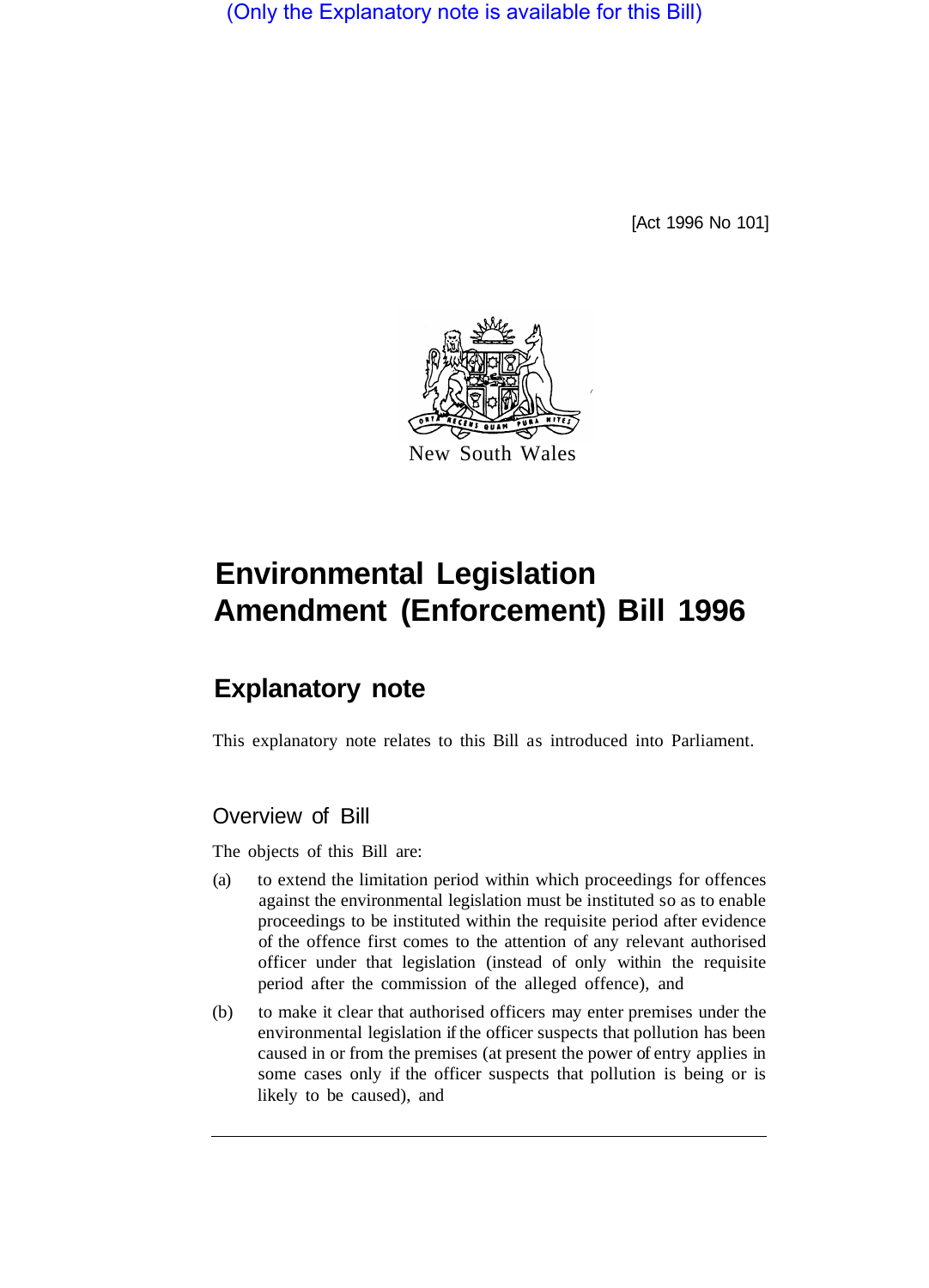(Only the Explanatory note is available for this Bill)

[Act 1996 No 101]

New South Wales

# Environmental Legislation Amendment (Enforcement) Bill 1996

## Explanatory note

This explanatory note relates to this Bill as introduced into Parliament.

### Overview of Bill

The objects of this Bill are:

(a) to extend the limitation period within which proceedings for offences against the environmental legislation must be instituted so as to enable proceedings to be instituted within the requisite period after evidence of the offence first comes to the attention of any relevant authorised officer under that legislation (instead of only within the requisite period after the commission of the alleged offence), and

(b) to make it clear that authorised officers may enter premises under the environmental legislation if the officer suspects that pollution has been caused in or from the premises (at present the power of entry applies in some cases only if the officer suspects that pollution is being or is likely to be caused), and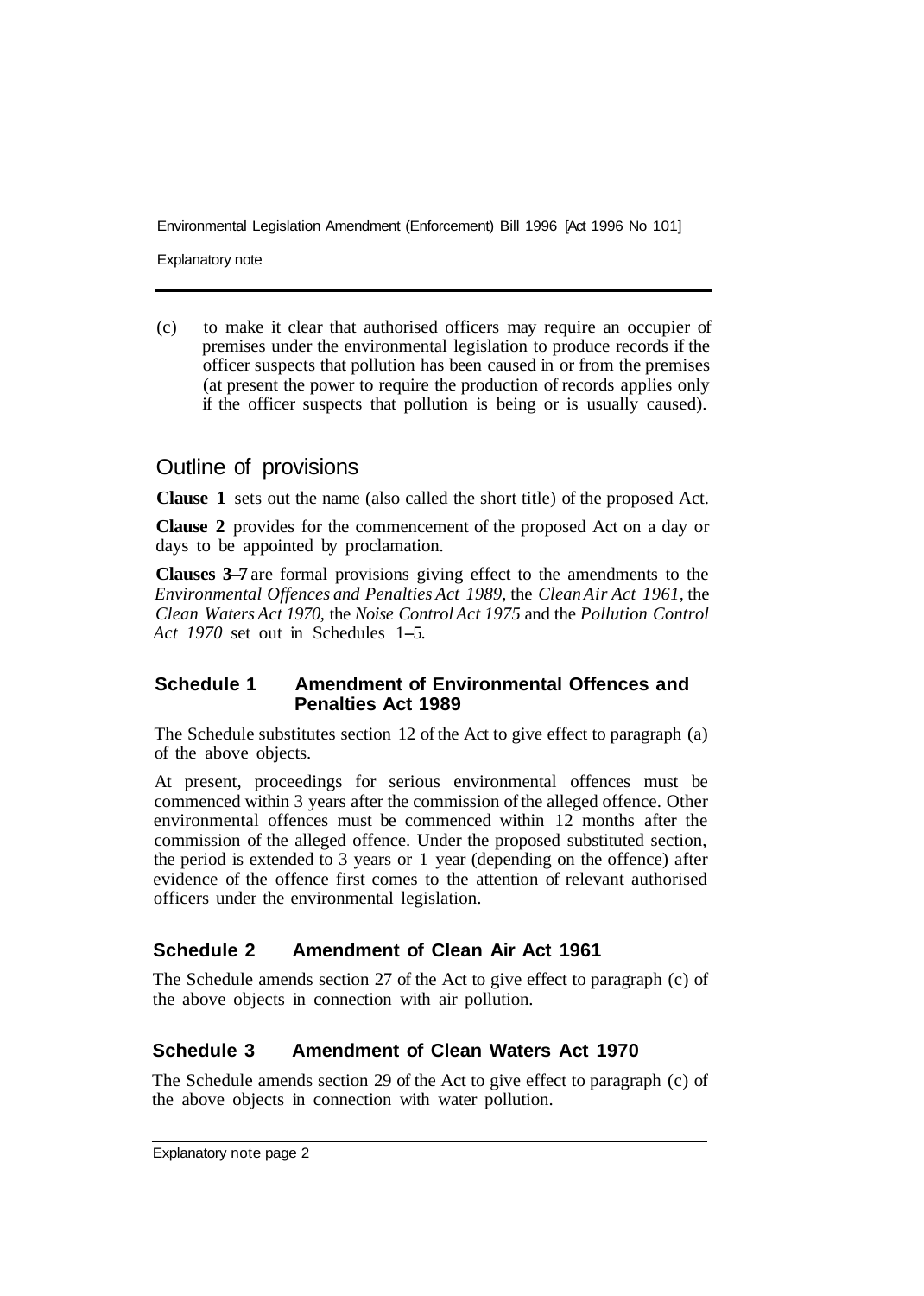(c) to make it clear that authorised officers may require an occupier of premises under the environmental legislation to produce records if the officer suspects that pollution has been caused in or from the premises (at present the power to require the production of records applies only if the officer suspects that pollution is being or is usually caused).

## Outline of provisions

**Clause 1** sets out the name (also called the short title) of the proposed Act.

**Clause 2** provides for the commencement of the proposed Act on a day or days to be appointed by proclamation.

**Clauses 3–7** are formal provisions giving effect to the amendments to the *Environmental Offences and Penalties Act 1989,* the *Clean Air Act 1961,* the *Clean Waters Act 1970,* the *Noise Control Act 1975* and the *Pollution Control Act 1970* set out in Schedules 1–5.

### Schedule 1 Amendment of Environmental Offences and Penalties Act 1989

The Schedule substitutes section 12 of the Act to give effect to paragraph (a) of the above objects.

At present, proceedings for serious environmental offences must be commenced within 3 years after the commission of the alleged offence. Other environmental offences must be commenced within 12 months after the commission of the alleged offence. Under the proposed substituted section, the period is extended to 3 years or 1 year (depending on the offence) after evidence of the offence first comes to the attention of relevant authorised officers under the environmental legislation.

### Schedule 2 Amendment of Clean Air Act 1961

The Schedule amends section 27 of the Act to give effect to paragraph (c) of the above objects in connection with air pollution.

### Schedule 3 Amendment of Clean Waters Act 1970

The Schedule amends section 29 of the Act to give effect to paragraph (c) of the above objects in connection with water pollution.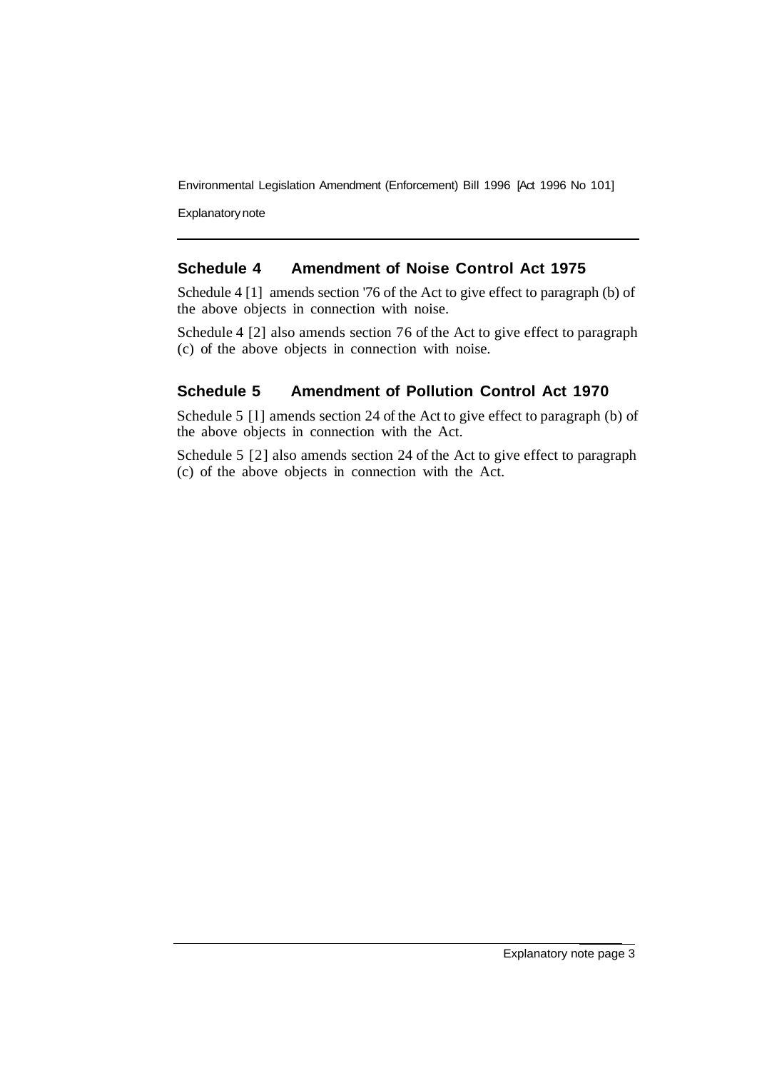## Schedule 4 Amendment of Noise Control Act 1975

Schedule 4 [1] amends section '76 of the Act to give effect to paragraph (b) of the above objects in connection with noise.

Schedule 4 [2] also amends section 76 of the Act to give effect to paragraph (c) of the above objects in connection with noise.

## Schedule 5 Amendment of Pollution Control Act 1970

Schedule 5 [1] amends section 24 of the Act to give effect to paragraph (b) of the above objects in connection with the Act.

Schedule 5 [2] also amends section 24 of the Act to give effect to paragraph (c) of the above objects in connection with the Act.